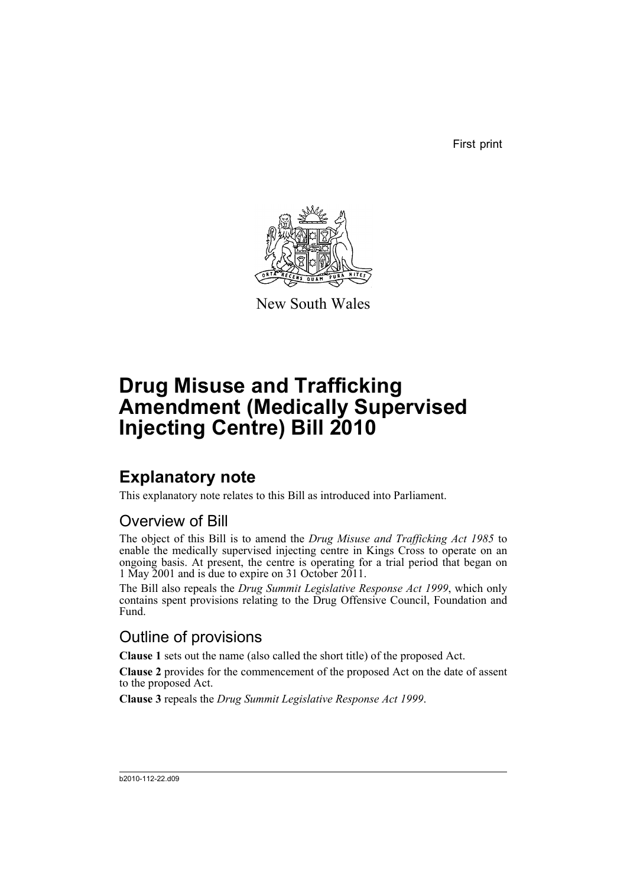First print

New South Wales

# Drug Misuse and Trafficking Amendment (Medically Supervised Injecting Centre) Bill 2010

## Explanatory note

This explanatory note relates to this Bill as introduced into Parliament.

### Overview of Bill

The object of this Bill is to amend the *Drug Misuse and Trafficking Act 1985* to enable the medically supervised injecting centre in Kings Cross to operate on an ongoing basis. At present, the centre is operating for a trial period that began on 1 May 2001 and is due to expire on 31 October 2011.

The Bill also repeals the *Drug Summit Legislative Response Act 1999*, which only contains spent provisions relating to the Drug Offensive Council, Foundation and Fund.

### Outline of provisions

**Clause 1** sets out the name (also called the short title) of the proposed Act.

**Clause 2** provides for the commencement of the proposed Act on the date of assent to the proposed Act.

**Clause 3** repeals the *Drug Summit Legislative Response Act 1999*.

b2010-112-22.d09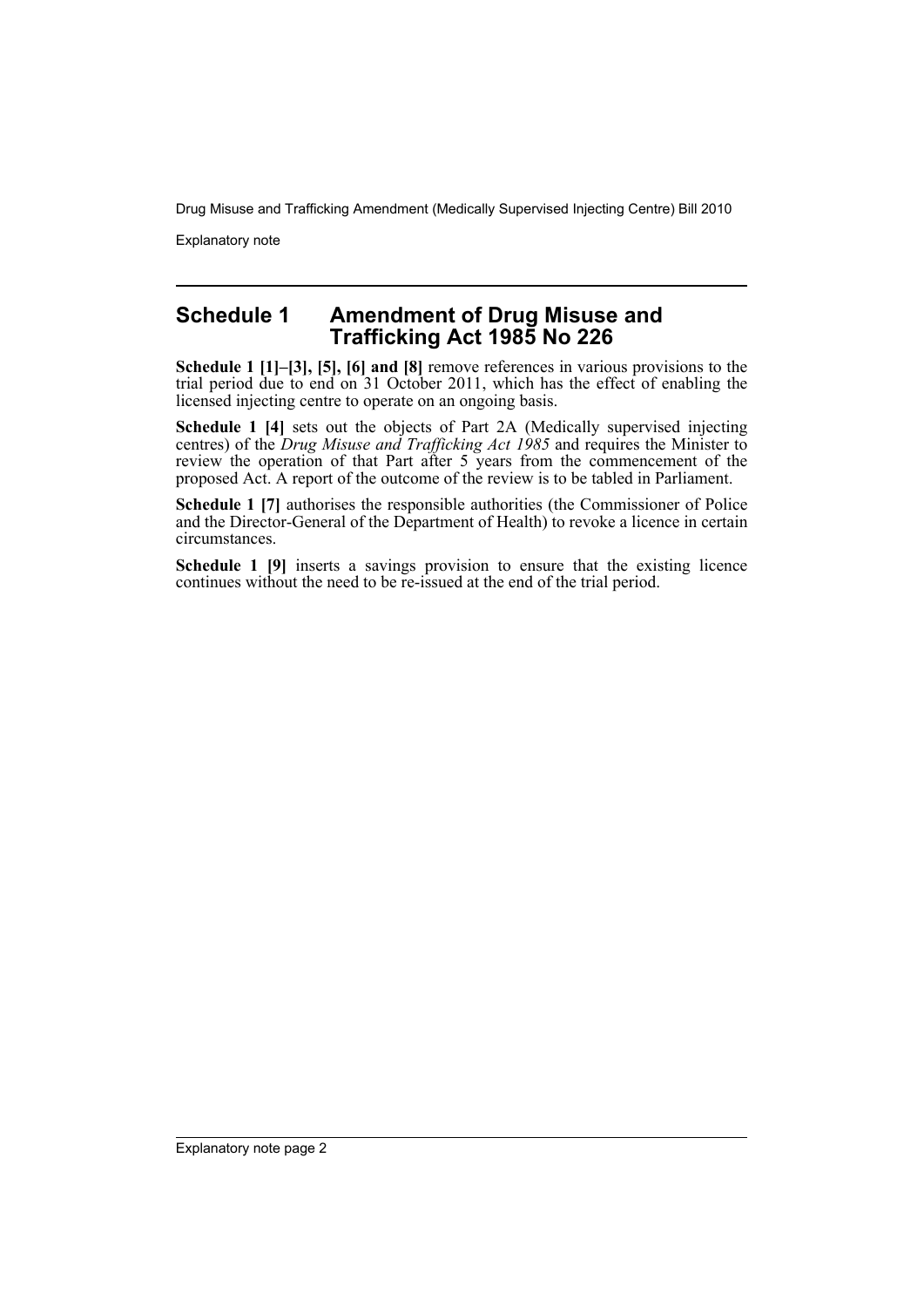## Schedule 1 Amendment of Drug Misuse and Trafficking Act 1985 No 226

**Schedule 1 [1]–[3], [5], [6] and [8]** remove references in various provisions to the trial period due to end on 31 October 2011, which has the effect of enabling the licensed injecting centre to operate on an ongoing basis.

**Schedule 1 [4]** sets out the objects of Part 2A (Medically supervised injecting centres) of the *Drug Misuse and Trafficking Act 1985* and requires the Minister to review the operation of that Part after 5 years from the commencement of the proposed Act. A report of the outcome of the review is to be tabled in Parliament.

**Schedule 1 [7]** authorises the responsible authorities (the Commissioner of Police and the Director-General of the Department of Health) to revoke a licence in certain circumstances.

**Schedule 1 [9]** inserts a savings provision to ensure that the existing licence continues without the need to be re-issued at the end of the trial period.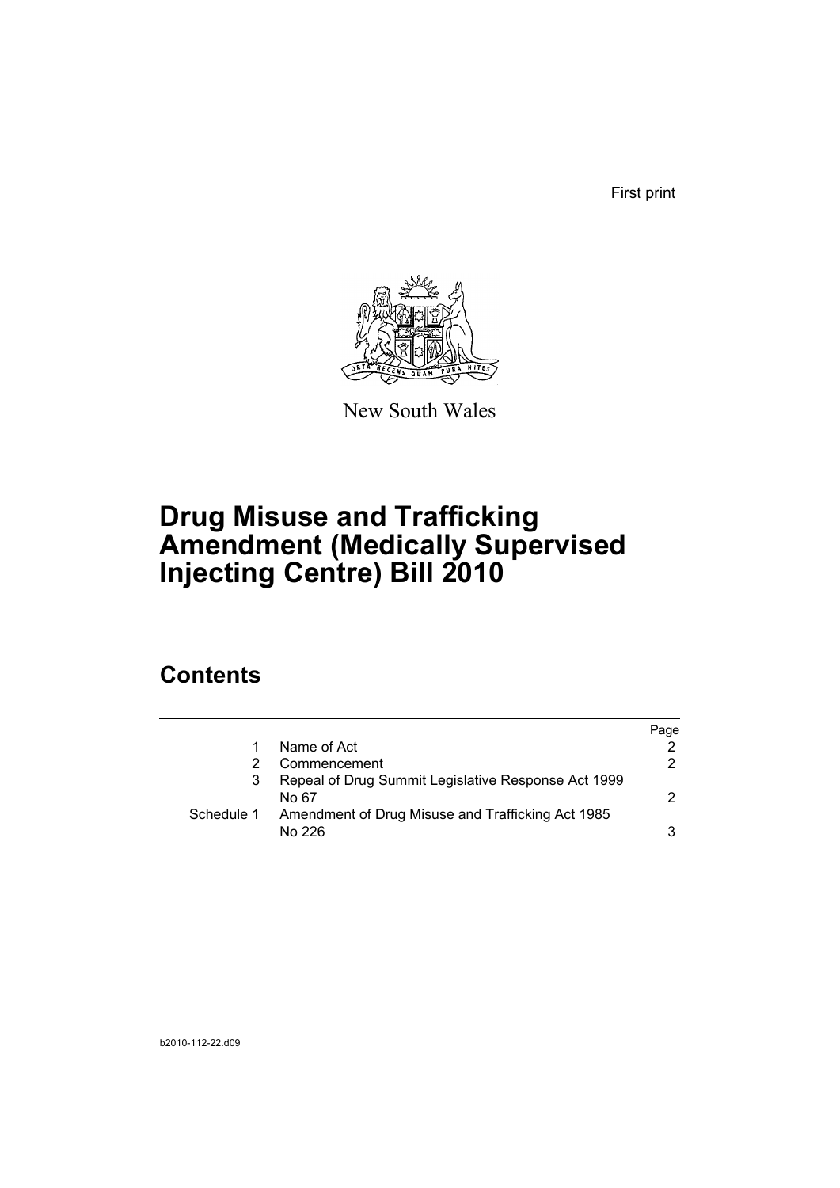First print

New South Wales

# Drug Misuse and Trafficking Amendment (Medically Supervised Injecting Centre) Bill 2010

## Contents

| | | Page |
|---|---|---|
| 1 | Name of Act | 2 |
| 2 | Commencement | 2 |
| 3 | Repeal of Drug Summit Legislative Response Act 1999 No 67 | 2 |
| Schedule 1 | Amendment of Drug Misuse and Trafficking Act 1985 No 226 | 3 |

b2010-112-22.d09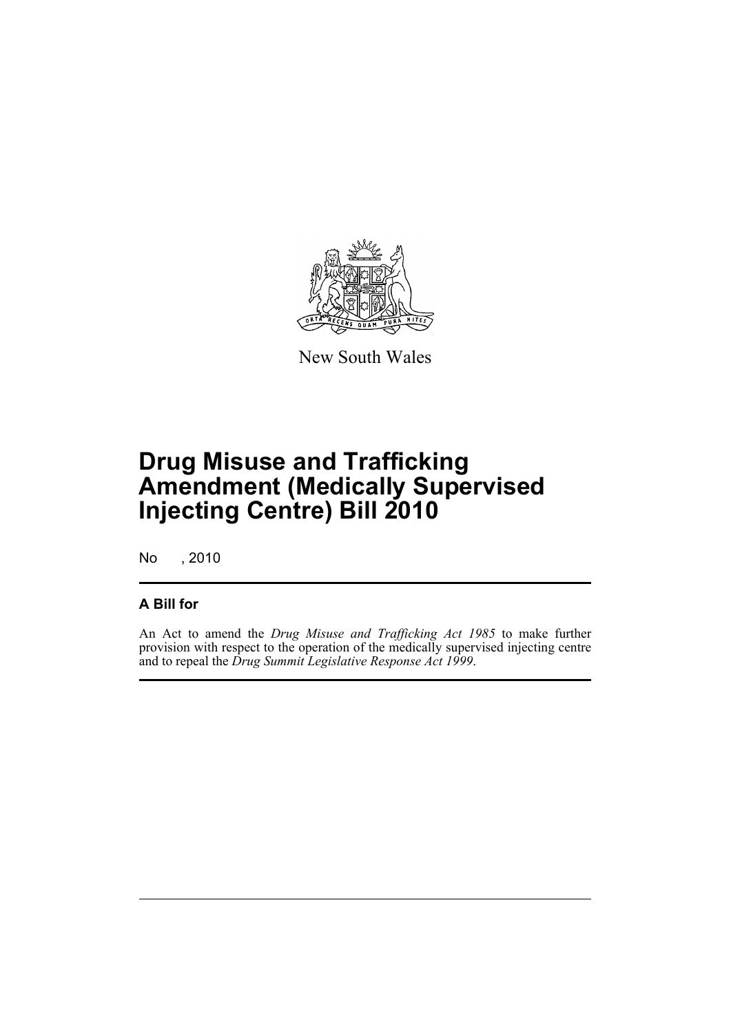New South Wales

# Drug Misuse and Trafficking Amendment (Medically Supervised Injecting Centre) Bill 2010

No , 2010

## A Bill for

An Act to amend the *Drug Misuse and Trafficking Act 1985* to make further provision with respect to the operation of the medically supervised injecting centre and to repeal the *Drug Summit Legislative Response Act 1999*.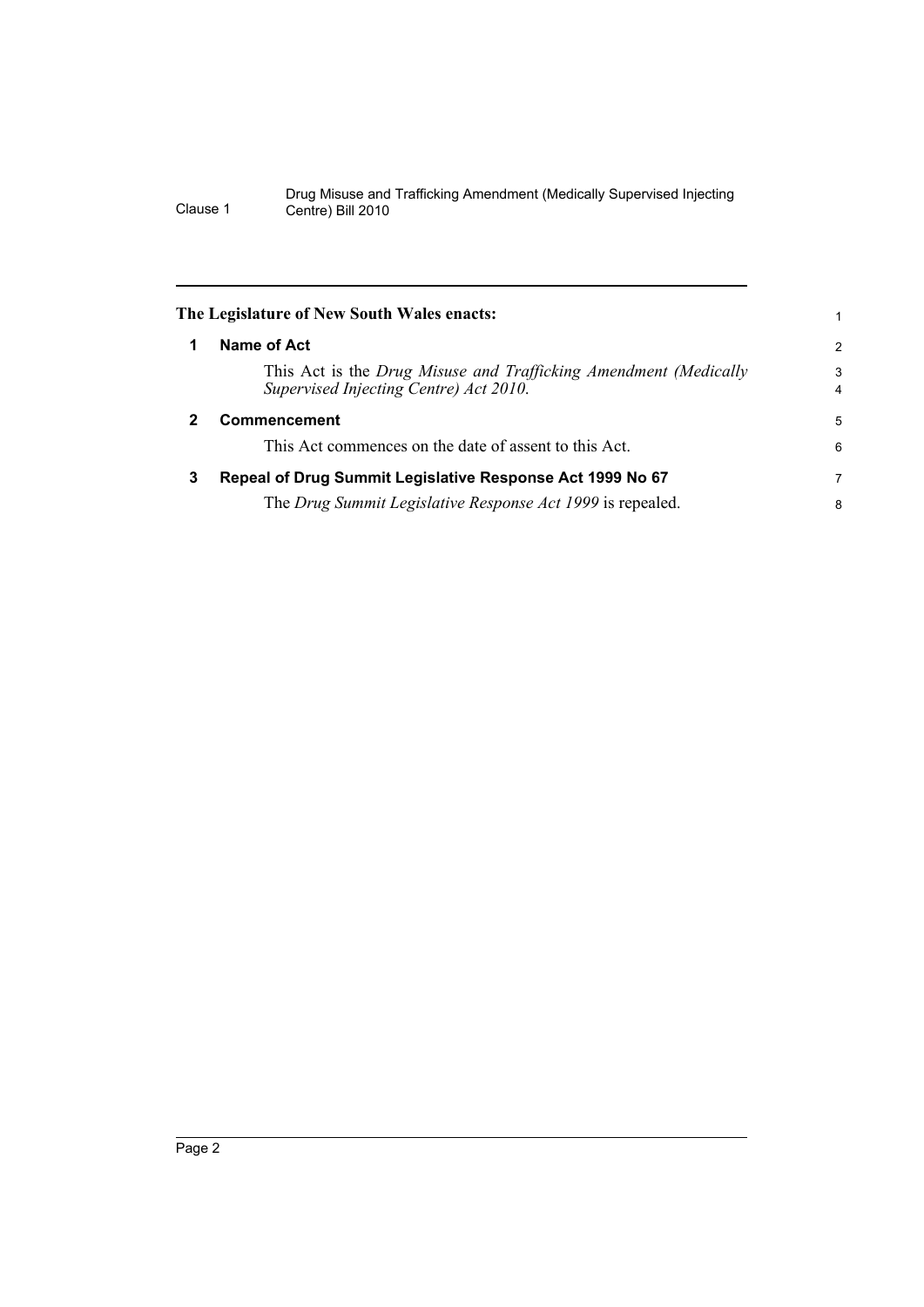**The Legislature of New South Wales enacts:**

**1 Name of Act**

This Act is the *Drug Misuse and Trafficking Amendment (Medically Supervised Injecting Centre) Act 2010*.

**2 Commencement**

This Act commences on the date of assent to this Act.

**3 Repeal of Drug Summit Legislative Response Act 1999 No 67**

The *Drug Summit Legislative Response Act 1999* is repealed.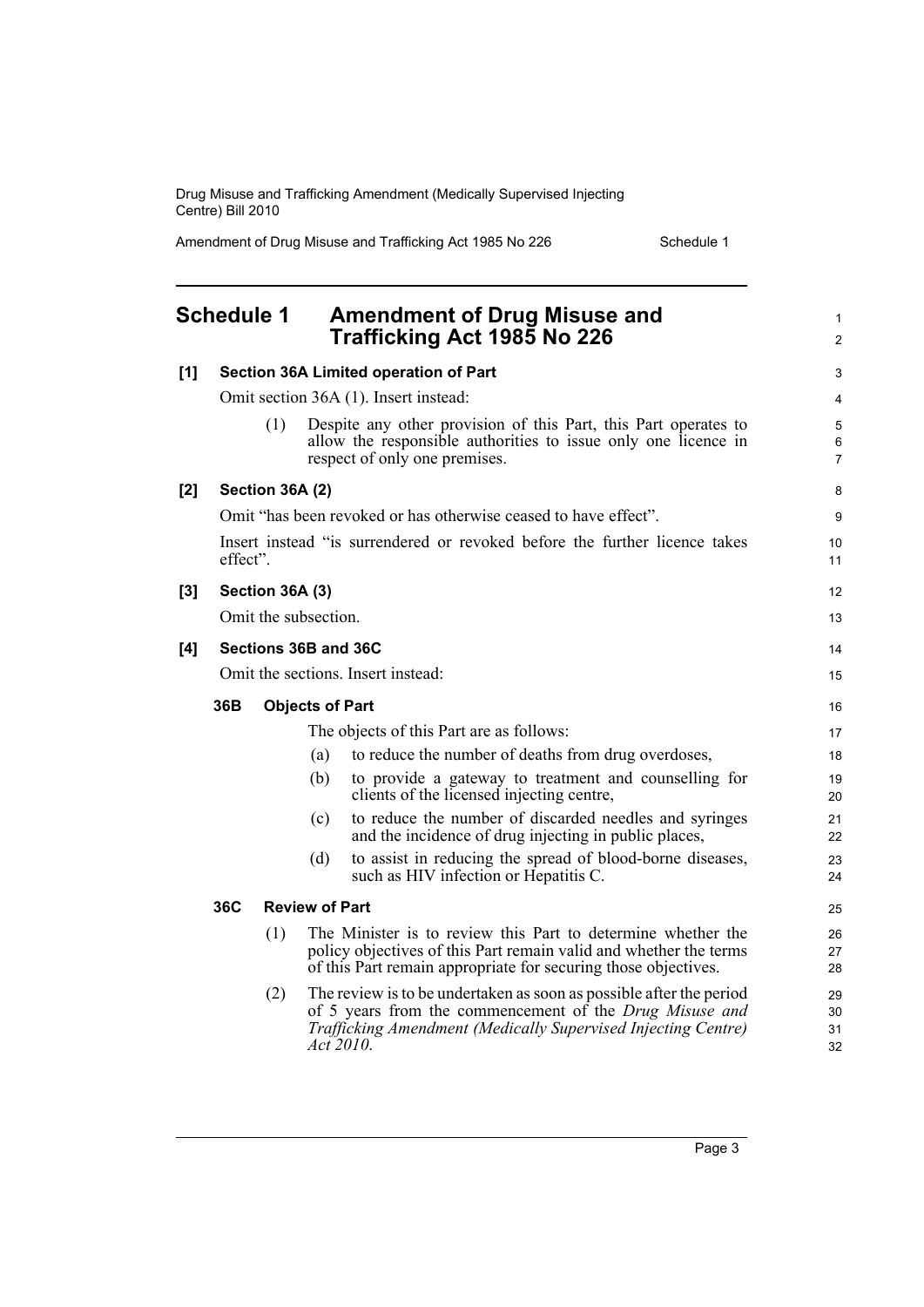## Schedule 1 Amendment of Drug Misuse and Trafficking Act 1985 No 226

**[1] Section 36A Limited operation of Part**

Omit section 36A (1). Insert instead:

(1) Despite any other provision of this Part, this Part operates to allow the responsible authorities to issue only one licence in respect of only one premises.

**[2] Section 36A (2)**

Omit "has been revoked or has otherwise ceased to have effect".

Insert instead "is surrendered or revoked before the further licence takes effect".

**[3] Section 36A (3)**

Omit the subsection.

**[4] Sections 36B and 36C**

Omit the sections. Insert instead:

**36B Objects of Part**

The objects of this Part are as follows:

(a) to reduce the number of deaths from drug overdoses,

(b) to provide a gateway to treatment and counselling for clients of the licensed injecting centre,

(c) to reduce the number of discarded needles and syringes and the incidence of drug injecting in public places,

(d) to assist in reducing the spread of blood-borne diseases, such as HIV infection or Hepatitis C.

**36C Review of Part**

(1) The Minister is to review this Part to determine whether the policy objectives of this Part remain valid and whether the terms of this Part remain appropriate for securing those objectives.

(2) The review is to be undertaken as soon as possible after the period of 5 years from the commencement of the *Drug Misuse and Trafficking Amendment (Medically Supervised Injecting Centre) Act 2010*.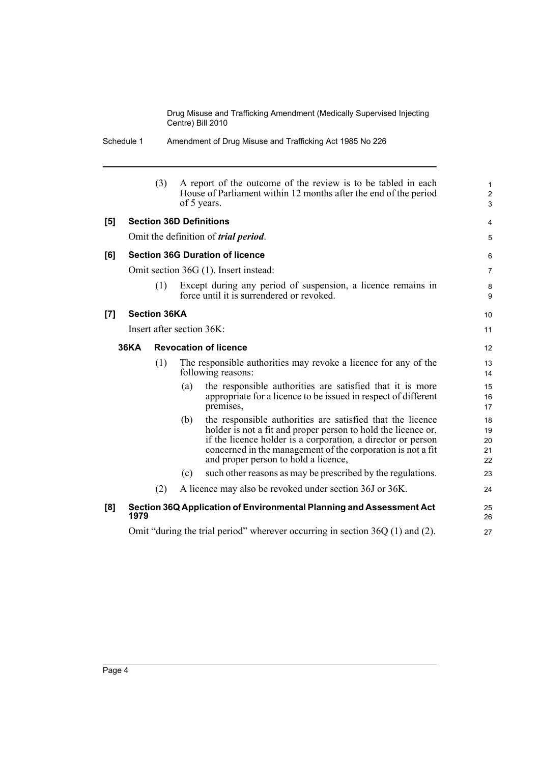(3) A report of the outcome of the review is to be tabled in each House of Parliament within 12 months after the end of the period of 5 years.

**[5] Section 36D Definitions**

Omit the definition of ***trial period***.

**[6] Section 36G Duration of licence**

Omit section 36G (1). Insert instead:

(1) Except during any period of suspension, a licence remains in force until it is surrendered or revoked.

**[7] Section 36KA**

Insert after section 36K:

**36KA Revocation of licence**

(1) The responsible authorities may revoke a licence for any of the following reasons:

(a) the responsible authorities are satisfied that it is more appropriate for a licence to be issued in respect of different premises,

(b) the responsible authorities are satisfied that the licence holder is not a fit and proper person to hold the licence or, if the licence holder is a corporation, a director or person concerned in the management of the corporation is not a fit and proper person to hold a licence,

(c) such other reasons as may be prescribed by the regulations.

(2) A licence may also be revoked under section 36J or 36K.

**[8] Section 36Q Application of Environmental Planning and Assessment Act 1979**

Omit "during the trial period" wherever occurring in section 36Q (1) and (2).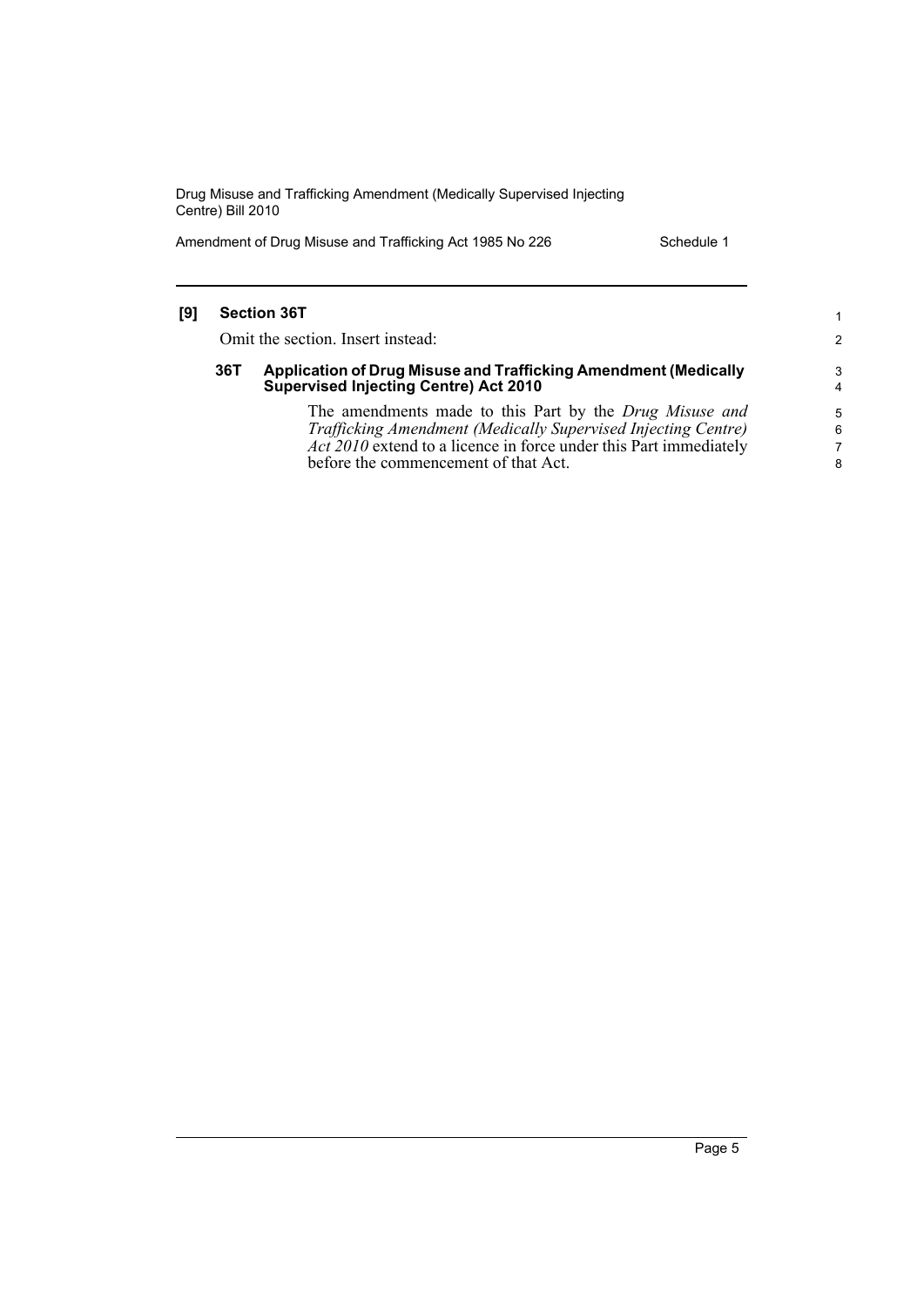**[9] Section 36T**

Omit the section. Insert instead:

**36T Application of Drug Misuse and Trafficking Amendment (Medically Supervised Injecting Centre) Act 2010**

The amendments made to this Part by the *Drug Misuse and Trafficking Amendment (Medically Supervised Injecting Centre) Act 2010* extend to a licence in force under this Part immediately before the commencement of that Act.